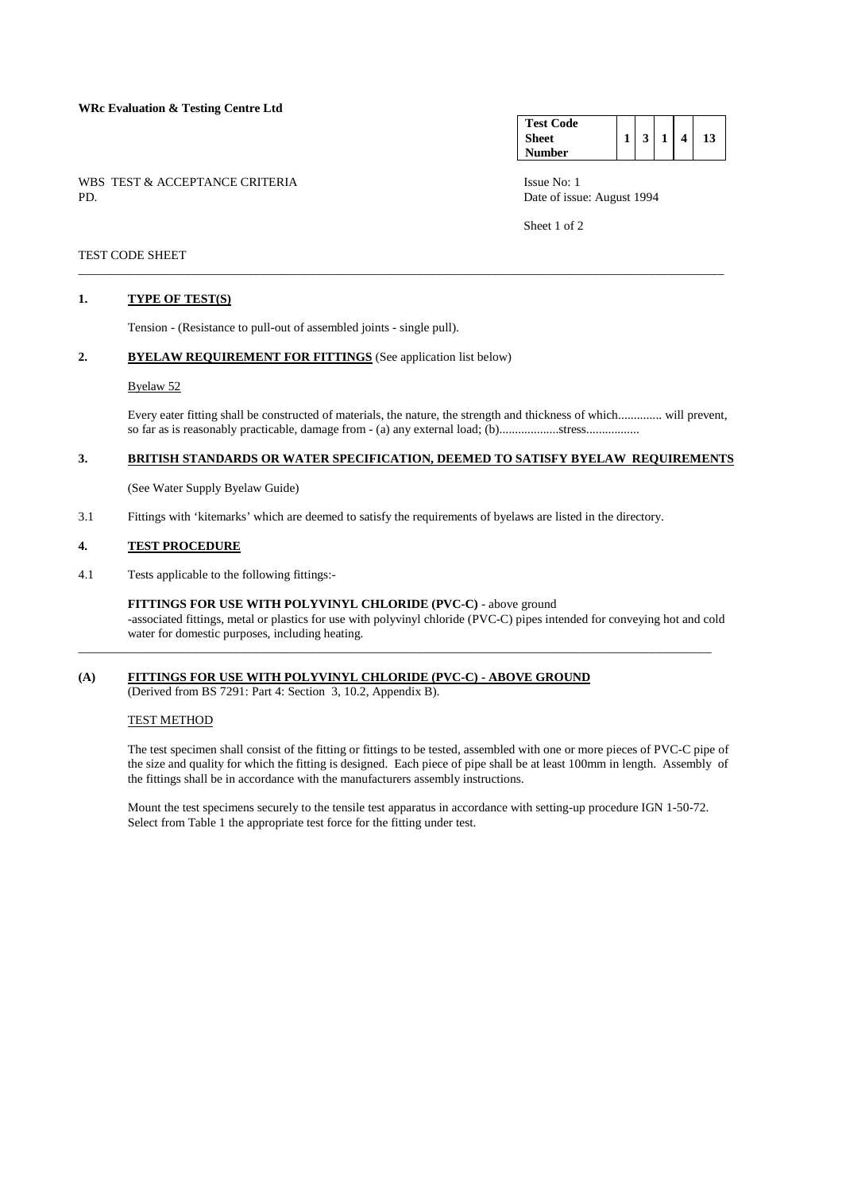**WRc Evaluation & Testing Centre Ltd**

| Test Code Sheet Number | 1 | 3 | 1 | 4 | 13 |
|---|---|---|---|---|---|

WBS TEST & ACCEPTANCE CRITERIA
PD.

Issue No: 1
Date of issue: August 1994

TEST CODE SHEET

## 1. TYPE OF TEST(S)

Tension - (Resistance to pull-out of assembled joints - single pull).

## 2. BYELAW REQUIREMENT FOR FITTINGS (See application list below)

Byelaw 52

Every eater fitting shall be constructed of materials, the nature, the strength and thickness of which.............. will prevent, so far as is reasonably practicable, damage from - (a) any external load; (b)...................stress.................

## 3. BRITISH STANDARDS OR WATER SPECIFICATION, DEEMED TO SATISFY BYELAW REQUIREMENTS

(See Water Supply Byelaw Guide)

3.1 Fittings with 'kitemarks' which are deemed to satisfy the requirements of byelaws are listed in the directory.

## 4. TEST PROCEDURE

4.1 Tests applicable to the following fittings:-

**FITTINGS FOR USE WITH POLYVINYL CHLORIDE (PVC-C)** - above ground
-associated fittings, metal or plastics for use with polyvinyl chloride (PVC-C) pipes intended for conveying hot and cold water for domestic purposes, including heating.

## (A) FITTINGS FOR USE WITH POLYVINYL CHLORIDE (PVC-C) - ABOVE GROUND

(Derived from BS 7291: Part 4: Section 3, 10.2, Appendix B).

TEST METHOD

The test specimen shall consist of the fitting or fittings to be tested, assembled with one or more pieces of PVC-C pipe of the size and quality for which the fitting is designed. Each piece of pipe shall be at least 100mm in length. Assembly of the fittings shall be in accordance with the manufacturers assembly instructions.

Mount the test specimens securely to the tensile test apparatus in accordance with setting-up procedure IGN 1-50-72. Select from Table 1 the appropriate test force for the fitting under test.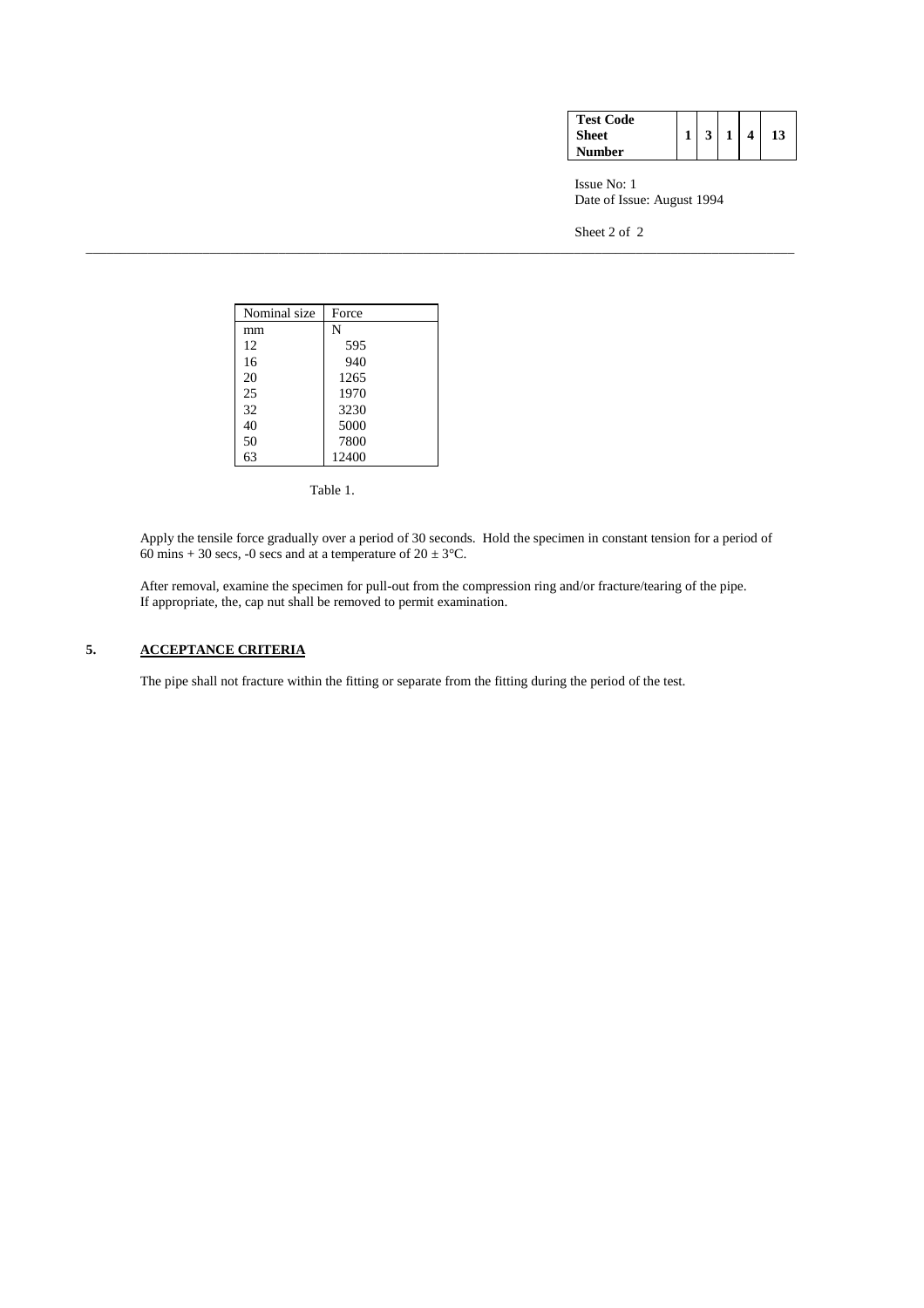| Nominal size | Force |
|---|---|
| mm | N |
| 12 | 595 |
| 16 | 940 |
| 20 | 1265 |
| 25 | 1970 |
| 32 | 3230 |
| 40 | 5000 |
| 50 | 7800 |
| 63 | 12400 |

Table 1.

Apply the tensile force gradually over a period of 30 seconds. Hold the specimen in constant tension for a period of 60 mins + 30 secs, -0 secs and at a temperature of $20 \pm 3$°C.

After removal, examine the specimen for pull-out from the compression ring and/or fracture/tearing of the pipe. If appropriate, the, cap nut shall be removed to permit examination.

## 5. ACCEPTANCE CRITERIA

The pipe shall not fracture within the fitting or separate from the fitting during the period of the test.